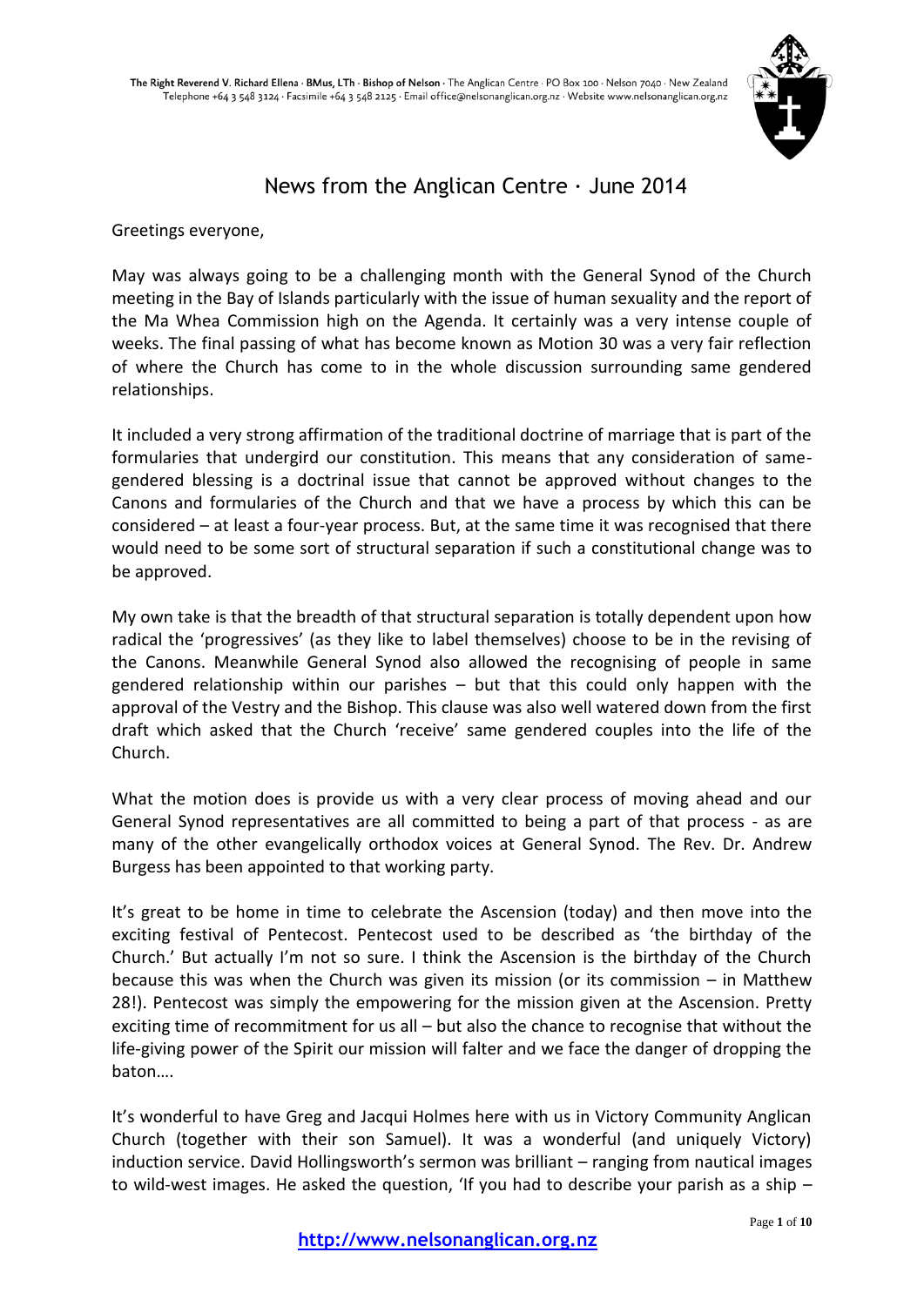The Right Reverend V. Richard Ellena · BMus, LTh · Bishop of Nelson · The Anglican Centre · PO Box 100 · Nelson 7040 · New Zealand
Telephone +64 3 548 3124 · Facsimile +64 3 548 2125 · Email office@nelsonanglican.org.nz · Website www.nelsonanglican.org.nz

# News from the Anglican Centre · June 2014

Greetings everyone,

May was always going to be a challenging month with the General Synod of the Church meeting in the Bay of Islands particularly with the issue of human sexuality and the report of the Ma Whea Commission high on the Agenda. It certainly was a very intense couple of weeks. The final passing of what has become known as Motion 30 was a very fair reflection of where the Church has come to in the whole discussion surrounding same gendered relationships.

It included a very strong affirmation of the traditional doctrine of marriage that is part of the formularies that undergird our constitution. This means that any consideration of same-gendered blessing is a doctrinal issue that cannot be approved without changes to the Canons and formularies of the Church and that we have a process by which this can be considered – at least a four-year process. But, at the same time it was recognised that there would need to be some sort of structural separation if such a constitutional change was to be approved.

My own take is that the breadth of that structural separation is totally dependent upon how radical the 'progressives' (as they like to label themselves) choose to be in the revising of the Canons. Meanwhile General Synod also allowed the recognising of people in same gendered relationship within our parishes – but that this could only happen with the approval of the Vestry and the Bishop. This clause was also well watered down from the first draft which asked that the Church 'receive' same gendered couples into the life of the Church.

What the motion does is provide us with a very clear process of moving ahead and our General Synod representatives are all committed to being a part of that process - as are many of the other evangelically orthodox voices at General Synod. The Rev. Dr. Andrew Burgess has been appointed to that working party.

It's great to be home in time to celebrate the Ascension (today) and then move into the exciting festival of Pentecost. Pentecost used to be described as 'the birthday of the Church.' But actually I'm not so sure. I think the Ascension is the birthday of the Church because this was when the Church was given its mission (or its commission – in Matthew 28!). Pentecost was simply the empowering for the mission given at the Ascension. Pretty exciting time of recommitment for us all – but also the chance to recognise that without the life-giving power of the Spirit our mission will falter and we face the danger of dropping the baton….

It's wonderful to have Greg and Jacqui Holmes here with us in Victory Community Anglican Church (together with their son Samuel). It was a wonderful (and uniquely Victory) induction service. David Hollingsworth's sermon was brilliant – ranging from nautical images to wild-west images. He asked the question, 'If you had to describe your parish as a ship –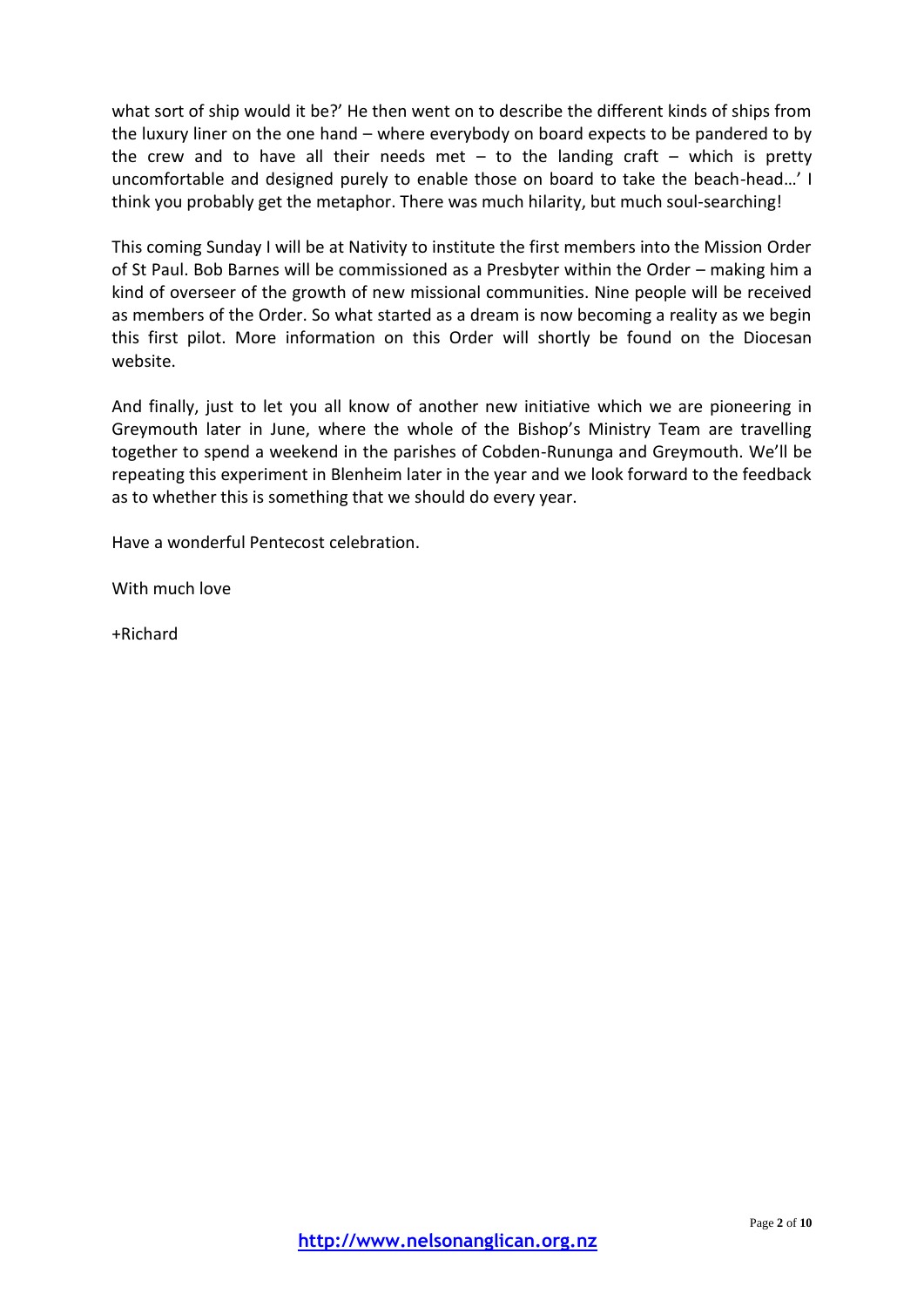what sort of ship would it be?' He then went on to describe the different kinds of ships from the luxury liner on the one hand – where everybody on board expects to be pandered to by the crew and to have all their needs met – to the landing craft – which is pretty uncomfortable and designed purely to enable those on board to take the beach-head…' I think you probably get the metaphor. There was much hilarity, but much soul-searching!

This coming Sunday I will be at Nativity to institute the first members into the Mission Order of St Paul. Bob Barnes will be commissioned as a Presbyter within the Order – making him a kind of overseer of the growth of new missional communities. Nine people will be received as members of the Order. So what started as a dream is now becoming a reality as we begin this first pilot. More information on this Order will shortly be found on the Diocesan website.

And finally, just to let you all know of another new initiative which we are pioneering in Greymouth later in June, where the whole of the Bishop's Ministry Team are travelling together to spend a weekend in the parishes of Cobden-Rununga and Greymouth. We'll be repeating this experiment in Blenheim later in the year and we look forward to the feedback as to whether this is something that we should do every year.

Have a wonderful Pentecost celebration.

With much love

+Richard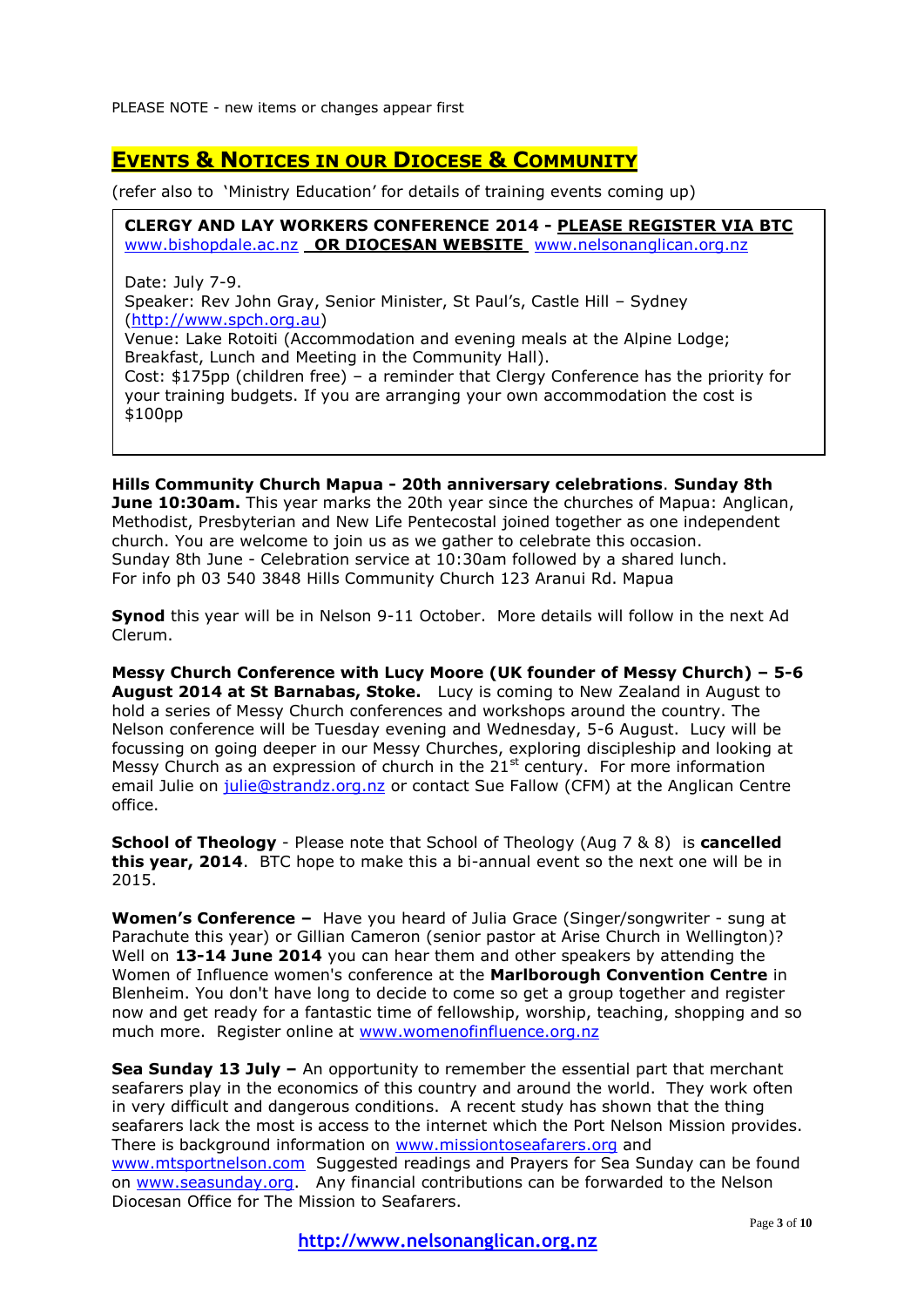PLEASE NOTE - new items or changes appear first

## EVENTS & NOTICES IN OUR DIOCESE & COMMUNITY

(refer also to 'Ministry Education' for details of training events coming up)

**CLERGY AND LAY WORKERS CONFERENCE 2014 - PLEASE REGISTER VIA BTC** www.bishopdale.ac.nz **OR DIOCESAN WEBSITE** www.nelsonanglican.org.nz

Date: July 7-9.
Speaker: Rev John Gray, Senior Minister, St Paul's, Castle Hill – Sydney (http://www.spch.org.au)
Venue: Lake Rotoiti (Accommodation and evening meals at the Alpine Lodge; Breakfast, Lunch and Meeting in the Community Hall).
Cost: $175pp (children free) – a reminder that Clergy Conference has the priority for your training budgets. If you are arranging your own accommodation the cost is $100pp

**Hills Community Church Mapua - 20th anniversary celebrations**. **Sunday 8th June 10:30am.** This year marks the 20th year since the churches of Mapua: Anglican, Methodist, Presbyterian and New Life Pentecostal joined together as one independent church. You are welcome to join us as we gather to celebrate this occasion.
Sunday 8th June - Celebration service at 10:30am followed by a shared lunch.
For info ph 03 540 3848 Hills Community Church 123 Aranui Rd. Mapua

**Synod** this year will be in Nelson 9-11 October. More details will follow in the next Ad Clerum.

**Messy Church Conference with Lucy Moore (UK founder of Messy Church) – 5-6 August 2014 at St Barnabas, Stoke.** Lucy is coming to New Zealand in August to hold a series of Messy Church conferences and workshops around the country. The Nelson conference will be Tuesday evening and Wednesday, 5-6 August. Lucy will be focussing on going deeper in our Messy Churches, exploring discipleship and looking at Messy Church as an expression of church in the 21st century. For more information email Julie on julie@strandz.org.nz or contact Sue Fallow (CFM) at the Anglican Centre office.

**School of Theology** - Please note that School of Theology (Aug 7 & 8) is **cancelled this year, 2014**. BTC hope to make this a bi-annual event so the next one will be in 2015.

**Women's Conference –** Have you heard of Julia Grace (Singer/songwriter - sung at Parachute this year) or Gillian Cameron (senior pastor at Arise Church in Wellington)? Well on **13-14 June 2014** you can hear them and other speakers by attending the Women of Influence women's conference at the **Marlborough Convention Centre** in Blenheim. You don't have long to decide to come so get a group together and register now and get ready for a fantastic time of fellowship, worship, teaching, shopping and so much more. Register online at www.womenofinfluence.org.nz

**Sea Sunday 13 July –** An opportunity to remember the essential part that merchant seafarers play in the economics of this country and around the world. They work often in very difficult and dangerous conditions. A recent study has shown that the thing seafarers lack the most is access to the internet which the Port Nelson Mission provides. There is background information on www.missiontoseafarers.org and www.mtsportnelson.com Suggested readings and Prayers for Sea Sunday can be found on www.seasunday.org. Any financial contributions can be forwarded to the Nelson Diocesan Office for The Mission to Seafarers.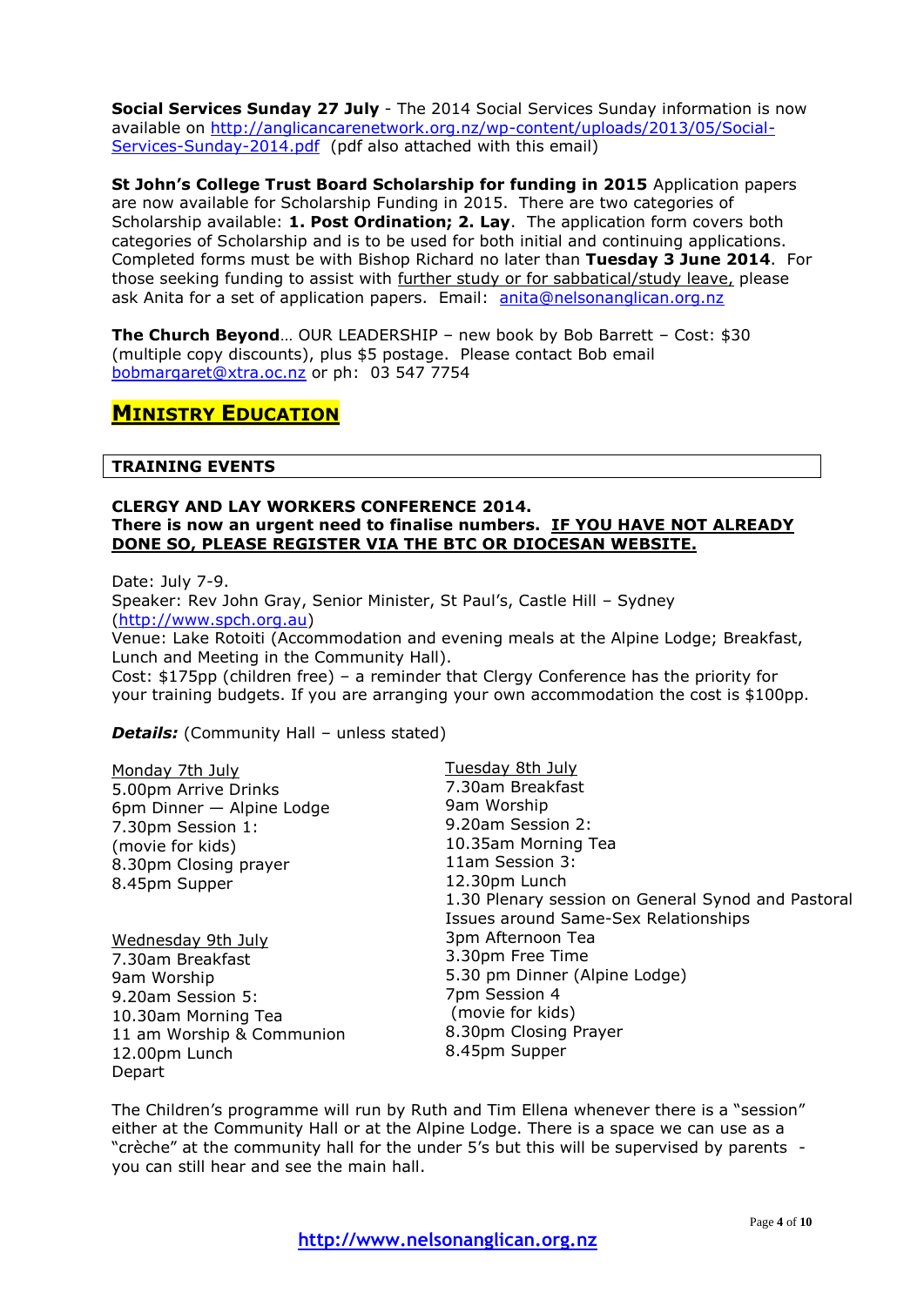**Social Services Sunday 27 July** - The 2014 Social Services Sunday information is now available on http://anglicancarenetwork.org.nz/wp-content/uploads/2013/05/Social-Services-Sunday-2014.pdf (pdf also attached with this email)

**St John's College Trust Board Scholarship for funding in 2015** Application papers are now available for Scholarship Funding in 2015. There are two categories of Scholarship available: **1. Post Ordination; 2. Lay**. The application form covers both categories of Scholarship and is to be used for both initial and continuing applications. Completed forms must be with Bishop Richard no later than **Tuesday 3 June 2014**. For those seeking funding to assist with further study or for sabbatical/study leave, please ask Anita for a set of application papers. Email: anita@nelsonanglican.org.nz

**The Church Beyond**… OUR LEADERSHIP – new book by Bob Barrett – Cost: $30 (multiple copy discounts), plus $5 postage. Please contact Bob email bobmargaret@xtra.oc.nz or ph: 03 547 7754

## MINISTRY EDUCATION

### TRAINING EVENTS

**CLERGY AND LAY WORKERS CONFERENCE 2014.**
**There is now an urgent need to finalise numbers. IF YOU HAVE NOT ALREADY DONE SO, PLEASE REGISTER VIA THE BTC OR DIOCESAN WEBSITE.**

Date: July 7-9.
Speaker: Rev John Gray, Senior Minister, St Paul's, Castle Hill – Sydney (http://www.spch.org.au)
Venue: Lake Rotoiti (Accommodation and evening meals at the Alpine Lodge; Breakfast, Lunch and Meeting in the Community Hall).
Cost: $175pp (children free) – a reminder that Clergy Conference has the priority for your training budgets. If you are arranging your own accommodation the cost is $100pp.

***Details:*** (Community Hall – unless stated)

Monday 7th July
5.00pm Arrive Drinks
6pm Dinner — Alpine Lodge
7.30pm Session 1:
(movie for kids)
8.30pm Closing prayer
8.45pm Supper

Tuesday 8th July
7.30am Breakfast
9am Worship
9.20am Session 2:
10.35am Morning Tea
11am Session 3:
12.30pm Lunch
1.30 Plenary session on General Synod and Pastoral Issues around Same-Sex Relationships
3pm Afternoon Tea
3.30pm Free Time
5.30 pm Dinner (Alpine Lodge)
7pm Session 4
(movie for kids)
8.30pm Closing Prayer
8.45pm Supper

Wednesday 9th July
7.30am Breakfast
9am Worship
9.20am Session 5:
10.30am Morning Tea
11 am Worship & Communion
12.00pm Lunch
Depart

The Children's programme will run by Ruth and Tim Ellena whenever there is a "session" either at the Community Hall or at the Alpine Lodge. There is a space we can use as a "crèche" at the community hall for the under 5's but this will be supervised by parents - you can still hear and see the main hall.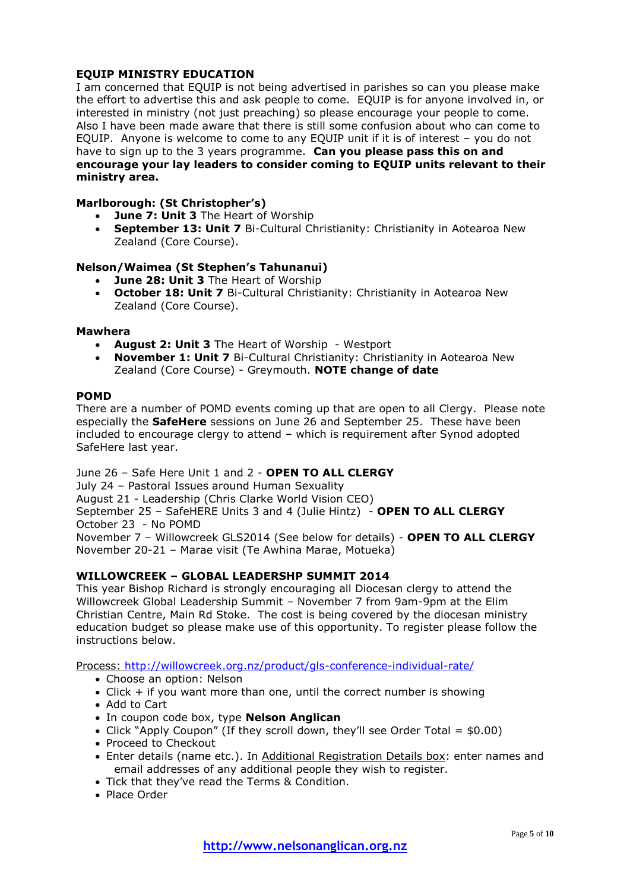## EQUIP MINISTRY EDUCATION

I am concerned that EQUIP is not being advertised in parishes so can you please make the effort to advertise this and ask people to come. EQUIP is for anyone involved in, or interested in ministry (not just preaching) so please encourage your people to come. Also I have been made aware that there is still some confusion about who can come to EQUIP. Anyone is welcome to come to any EQUIP unit if it is of interest – you do not have to sign up to the 3 years programme. **Can you please pass this on and encourage your lay leaders to consider coming to EQUIP units relevant to their ministry area.**

**Marlborough: (St Christopher's)**

- **June 7: Unit 3** The Heart of Worship
- **September 13: Unit 7** Bi-Cultural Christianity: Christianity in Aotearoa New Zealand (Core Course).

**Nelson/Waimea (St Stephen's Tahunanui)**

- **June 28: Unit 3** The Heart of Worship
- **October 18: Unit 7** Bi-Cultural Christianity: Christianity in Aotearoa New Zealand (Core Course).

**Mawhera**

- **August 2: Unit 3** The Heart of Worship - Westport
- **November 1: Unit 7** Bi-Cultural Christianity: Christianity in Aotearoa New Zealand (Core Course) - Greymouth. **NOTE change of date**

## POMD

There are a number of POMD events coming up that are open to all Clergy. Please note especially the **SafeHere** sessions on June 26 and September 25. These have been included to encourage clergy to attend – which is requirement after Synod adopted SafeHere last year.

June 26 – Safe Here Unit 1 and 2 - **OPEN TO ALL CLERGY**
July 24 – Pastoral Issues around Human Sexuality
August 21 - Leadership (Chris Clarke World Vision CEO)
September 25 – SafeHERE Units 3 and 4 (Julie Hintz) - **OPEN TO ALL CLERGY**
October 23 - No POMD
November 7 – Willowcreek GLS2014 (See below for details) - **OPEN TO ALL CLERGY**
November 20-21 – Marae visit (Te Awhina Marae, Motueka)

## WILLOWCREEK – GLOBAL LEADERSHP SUMMIT 2014

This year Bishop Richard is strongly encouraging all Diocesan clergy to attend the Willowcreek Global Leadership Summit – November 7 from 9am-9pm at the Elim Christian Centre, Main Rd Stoke. The cost is being covered by the diocesan ministry education budget so please make use of this opportunity. To register please follow the instructions below.

Process: http://willowcreek.org.nz/product/gls-conference-individual-rate/

- Choose an option: Nelson
- Click + if you want more than one, until the correct number is showing
- Add to Cart
- In coupon code box, type **Nelson Anglican**
- Click "Apply Coupon" (If they scroll down, they'll see Order Total = $0.00)
- Proceed to Checkout
- Enter details (name etc.). In Additional Registration Details box: enter names and email addresses of any additional people they wish to register.
- Tick that they've read the Terms & Condition.
- Place Order

**http://www.nelsonanglican.org.nz**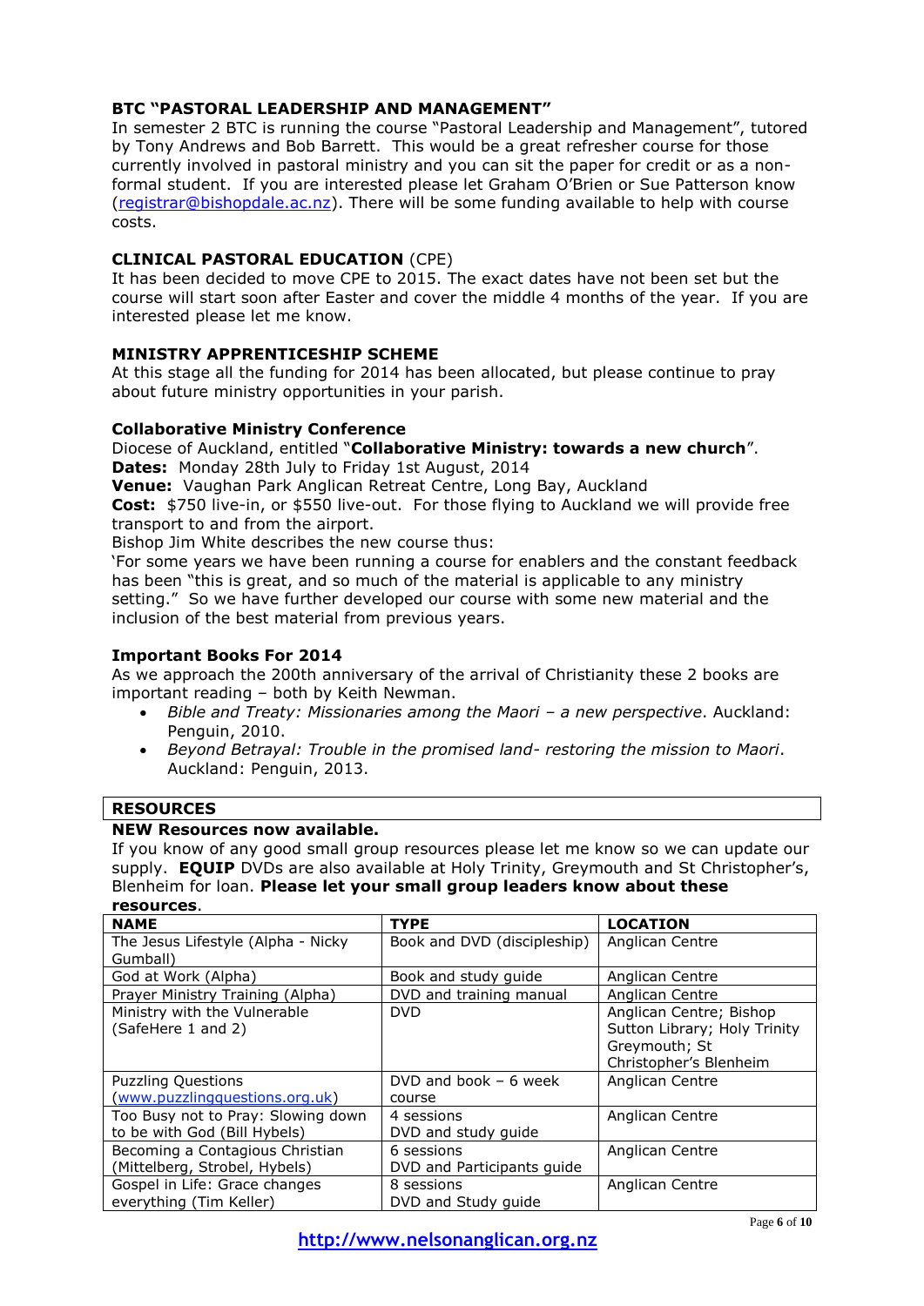### BTC "PASTORAL LEADERSHIP AND MANAGEMENT"

In semester 2 BTC is running the course "Pastoral Leadership and Management", tutored by Tony Andrews and Bob Barrett. This would be a great refresher course for those currently involved in pastoral ministry and you can sit the paper for credit or as a non-formal student. If you are interested please let Graham O'Brien or Sue Patterson know (registrar@bishopdale.ac.nz). There will be some funding available to help with course costs.

### CLINICAL PASTORAL EDUCATION (CPE)

It has been decided to move CPE to 2015. The exact dates have not been set but the course will start soon after Easter and cover the middle 4 months of the year. If you are interested please let me know.

### MINISTRY APPRENTICESHIP SCHEME

At this stage all the funding for 2014 has been allocated, but please continue to pray about future ministry opportunities in your parish.

### Collaborative Ministry Conference

Diocese of Auckland, entitled "**Collaborative Ministry: towards a new church**".
**Dates:** Monday 28th July to Friday 1st August, 2014
**Venue:** Vaughan Park Anglican Retreat Centre, Long Bay, Auckland
**Cost:** $750 live-in, or $550 live-out. For those flying to Auckland we will provide free transport to and from the airport.
Bishop Jim White describes the new course thus:
'For some years we have been running a course for enablers and the constant feedback has been "this is great, and so much of the material is applicable to any ministry setting." So we have further developed our course with some new material and the inclusion of the best material from previous years.

### Important Books For 2014

As we approach the 200th anniversary of the arrival of Christianity these 2 books are important reading – both by Keith Newman.

- *Bible and Treaty: Missionaries among the Maori – a new perspective*. Auckland: Penguin, 2010.
- *Beyond Betrayal: Trouble in the promised land- restoring the mission to Maori*. Auckland: Penguin, 2013.

## RESOURCES

**NEW Resources now available.**

If you know of any good small group resources please let me know so we can update our supply. **EQUIP** DVDs are also available at Holy Trinity, Greymouth and St Christopher's, Blenheim for loan. **Please let your small group leaders know about these resources**.

| NAME | TYPE | LOCATION |
|---|---|---|
| The Jesus Lifestyle (Alpha - Nicky Gumball) | Book and DVD (discipleship) | Anglican Centre |
| God at Work (Alpha) | Book and study guide | Anglican Centre |
| Prayer Ministry Training (Alpha) | DVD and training manual | Anglican Centre |
| Ministry with the Vulnerable (SafeHere 1 and 2) | DVD | Anglican Centre; Bishop Sutton Library; Holy Trinity Greymouth; St Christopher's Blenheim |
| Puzzling Questions (www.puzzlingquestions.org.uk) | DVD and book – 6 week course | Anglican Centre |
| Too Busy not to Pray: Slowing down to be with God (Bill Hybels) | 4 sessions DVD and study guide | Anglican Centre |
| Becoming a Contagious Christian (Mittelberg, Strobel, Hybels) | 6 sessions DVD and Participants guide | Anglican Centre |
| Gospel in Life: Grace changes everything (Tim Keller) | 8 sessions DVD and Study guide | Anglican Centre |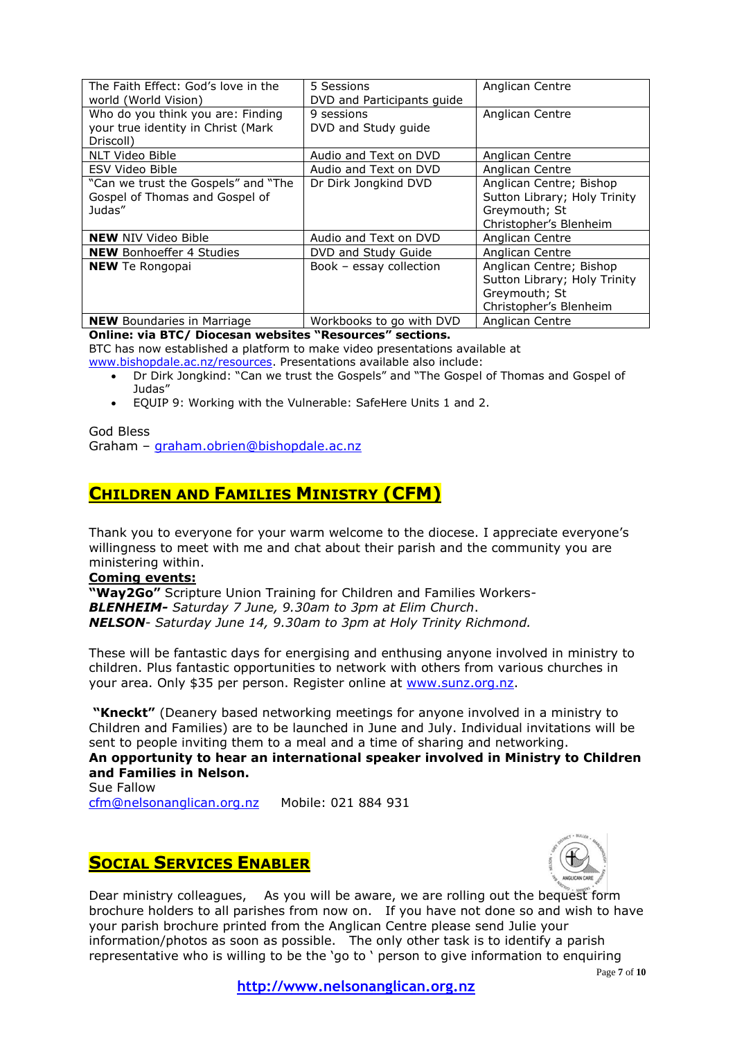| The Faith Effect: God's love in the world (World Vision) | 5 Sessions DVD and Participants guide | Anglican Centre |
|---|---|---|
| Who do you think you are: Finding your true identity in Christ (Mark Driscoll) | 9 sessions DVD and Study guide | Anglican Centre |
| NLT Video Bible | Audio and Text on DVD | Anglican Centre |
| ESV Video Bible | Audio and Text on DVD | Anglican Centre |
| "Can we trust the Gospels" and "The Gospel of Thomas and Gospel of Judas" | Dr Dirk Jongkind DVD | Anglican Centre; Bishop Sutton Library; Holy Trinity Greymouth; St Christopher's Blenheim |
| **NEW** NIV Video Bible | Audio and Text on DVD | Anglican Centre |
| **NEW** Bonhoeffer 4 Studies | DVD and Study Guide | Anglican Centre |
| **NEW** Te Rongopai | Book – essay collection | Anglican Centre; Bishop Sutton Library; Holy Trinity Greymouth; St Christopher's Blenheim |
| **NEW** Boundaries in Marriage | Workbooks to go with DVD | Anglican Centre |

**Online: via BTC/ Diocesan websites "Resources" sections.**
BTC has now established a platform to make video presentations available at www.bishopdale.ac.nz/resources. Presentations available also include:

- Dr Dirk Jongkind: "Can we trust the Gospels" and "The Gospel of Thomas and Gospel of Judas"
- EQUIP 9: Working with the Vulnerable: SafeHere Units 1 and 2.

God Bless
Graham – graham.obrien@bishopdale.ac.nz

## CHILDREN AND FAMILIES MINISTRY (CFM)

Thank you to everyone for your warm welcome to the diocese. I appreciate everyone's willingness to meet with me and chat about their parish and the community you are ministering within.

**Coming events:**
**"Way2Go"** Scripture Union Training for Children and Families Workers-
***BLENHEIM-*** *Saturday 7 June, 9.30am to 3pm at Elim Church*.
***NELSON****- Saturday June 14, 9.30am to 3pm at Holy Trinity Richmond.*

These will be fantastic days for energising and enthusing anyone involved in ministry to children. Plus fantastic opportunities to network with others from various churches in your area. Only $35 per person. Register online at www.sunz.org.nz.

**"Kneckt"** (Deanery based networking meetings for anyone involved in a ministry to Children and Families) are to be launched in June and July. Individual invitations will be sent to people inviting them to a meal and a time of sharing and networking.
**An opportunity to hear an international speaker involved in Ministry to Children and Families in Nelson.**
Sue Fallow
cfm@nelsonanglican.org.nz    Mobile: 021 884 931

## SOCIAL SERVICES ENABLER

Dear ministry colleagues,   As you will be aware, we are rolling out the bequest form brochure holders to all parishes from now on.   If you have not done so and wish to have your parish brochure printed from the Anglican Centre please send Julie your information/photos as soon as possible.   The only other task is to identify a parish representative who is willing to be the 'go to ' person to give information to enquiring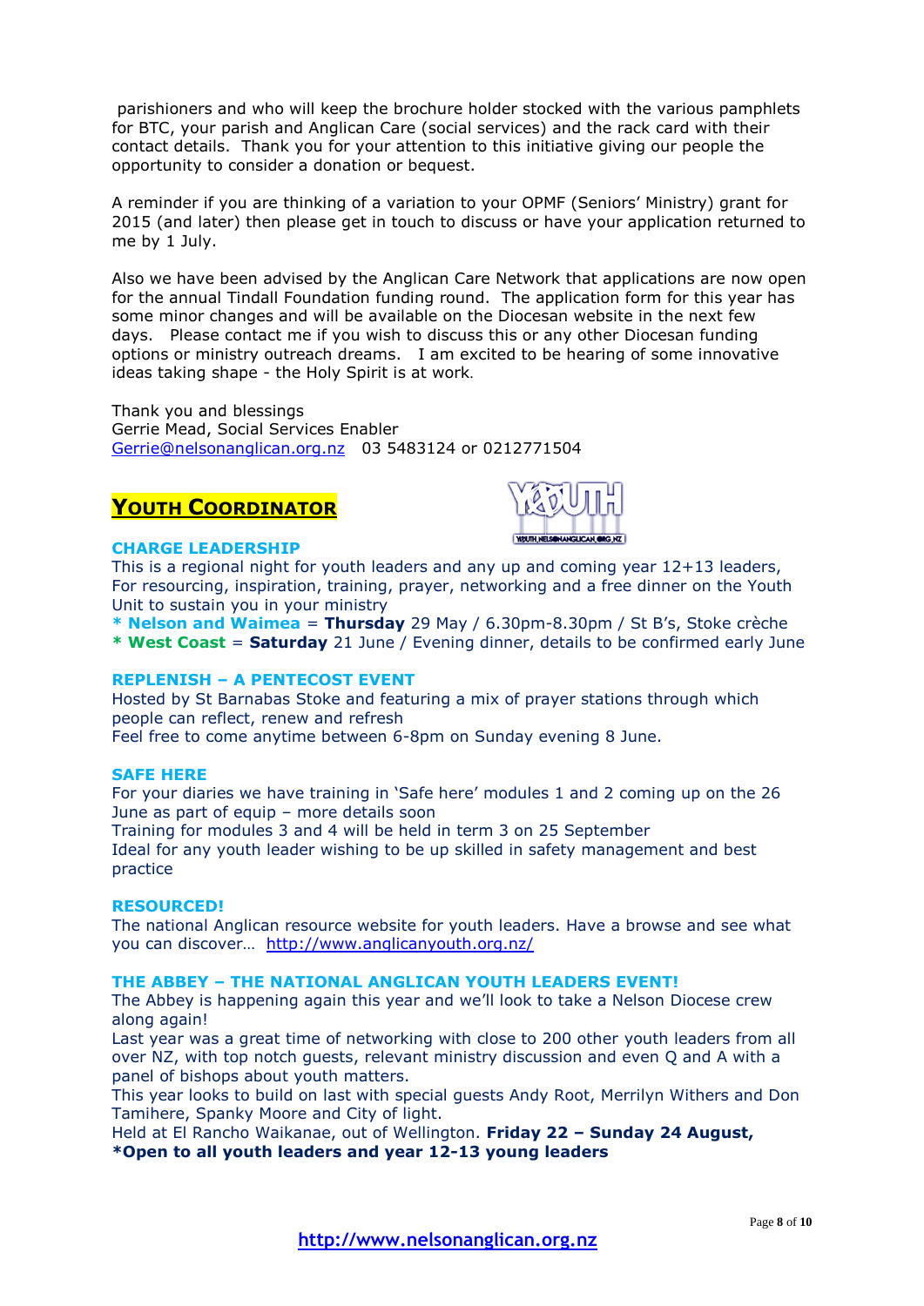parishioners and who will keep the brochure holder stocked with the various pamphlets for BTC, your parish and Anglican Care (social services) and the rack card with their contact details. Thank you for your attention to this initiative giving our people the opportunity to consider a donation or bequest.

A reminder if you are thinking of a variation to your OPMF (Seniors' Ministry) grant for 2015 (and later) then please get in touch to discuss or have your application returned to me by 1 July.

Also we have been advised by the Anglican Care Network that applications are now open for the annual Tindall Foundation funding round. The application form for this year has some minor changes and will be available on the Diocesan website in the next few days. Please contact me if you wish to discuss this or any other Diocesan funding options or ministry outreach dreams. I am excited to be hearing of some innovative ideas taking shape - the Holy Spirit is at work.

Thank you and blessings
Gerrie Mead, Social Services Enabler
Gerrie@nelsonanglican.org.nz 03 5483124 or 0212771504

## YOUTH COORDINATOR

### CHARGE LEADERSHIP

This is a regional night for youth leaders and any up and coming year 12+13 leaders, For resourcing, inspiration, training, prayer, networking and a free dinner on the Youth Unit to sustain you in your ministry

* **Nelson and Waimea** = **Thursday** 29 May / 6.30pm-8.30pm / St B's, Stoke crèche
* **West Coast** = **Saturday** 21 June / Evening dinner, details to be confirmed early June

### REPLENISH – A PENTECOST EVENT

Hosted by St Barnabas Stoke and featuring a mix of prayer stations through which people can reflect, renew and refresh
Feel free to come anytime between 6-8pm on Sunday evening 8 June.

### SAFE HERE

For your diaries we have training in 'Safe here' modules 1 and 2 coming up on the 26 June as part of equip – more details soon
Training for modules 3 and 4 will be held in term 3 on 25 September
Ideal for any youth leader wishing to be up skilled in safety management and best practice

### RESOURCED!

The national Anglican resource website for youth leaders. Have a browse and see what you can discover… http://www.anglicanyouth.org.nz/

### THE ABBEY – THE NATIONAL ANGLICAN YOUTH LEADERS EVENT!

The Abbey is happening again this year and we'll look to take a Nelson Diocese crew along again!
Last year was a great time of networking with close to 200 other youth leaders from all over NZ, with top notch guests, relevant ministry discussion and even Q and A with a panel of bishops about youth matters.
This year looks to build on last with special guests Andy Root, Merrilyn Withers and Don Tamihere, Spanky Moore and City of light.
Held at El Rancho Waikanae, out of Wellington. **Friday 22 – Sunday 24 August,**
***Open to all youth leaders and year 12-13 young leaders**

http://www.nelsonanglican.org.nz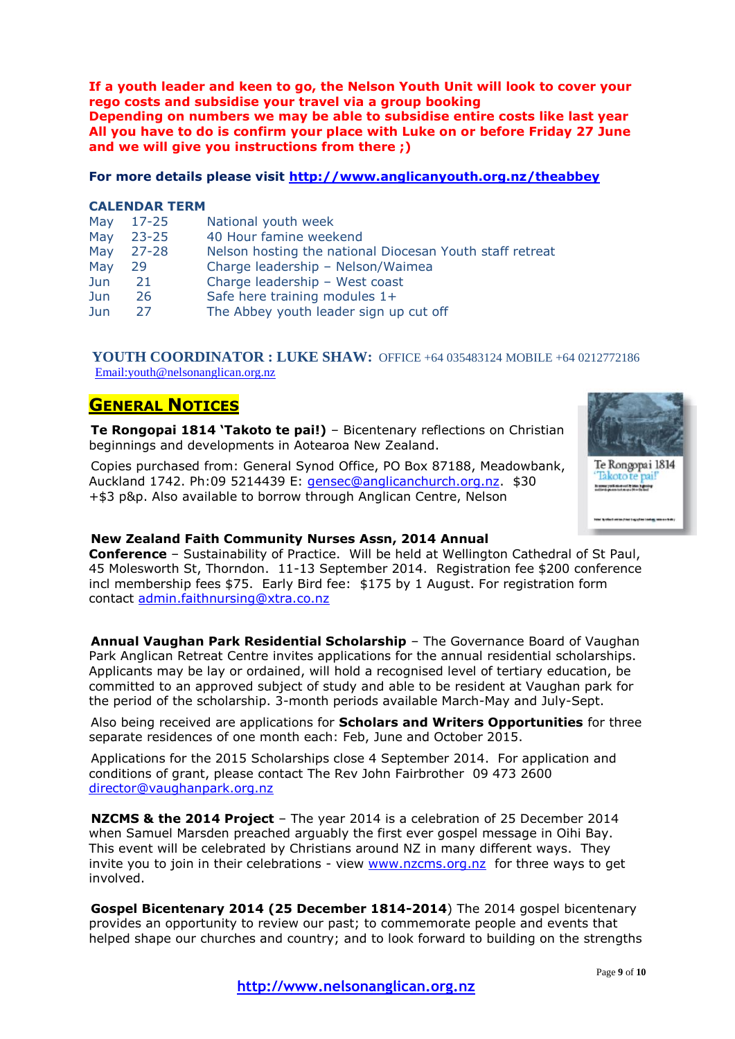**If a youth leader and keen to go, the Nelson Youth Unit will look to cover your rego costs and subsidise your travel via a group booking**
**Depending on numbers we may be able to subsidise entire costs like last year**
**All you have to do is confirm your place with Luke on or before Friday 27 June and we will give you instructions from there ;)**

**For more details please visit http://www.anglicanyouth.org.nz/theabbey**

**CALENDAR TERM**

| | | |
|---|---|---|
| May | 17-25 | National youth week |
| May | 23-25 | 40 Hour famine weekend |
| May | 27-28 | Nelson hosting the national Diocesan Youth staff retreat |
| May | 29 | Charge leadership – Nelson/Waimea |
| Jun | 21 | Charge leadership – West coast |
| Jun | 26 | Safe here training modules 1+ |
| Jun | 27 | The Abbey youth leader sign up cut off |

**YOUTH COORDINATOR : LUKE SHAW:** OFFICE +64 035483124 MOBILE +64 0212772186
Email:youth@nelsonanglican.org.nz

## General Notices

**Te Rongopai 1814 'Takoto te pai!)** – Bicentenary reflections on Christian beginnings and developments in Aotearoa New Zealand.

Copies purchased from: General Synod Office, PO Box 87188, Meadowbank, Auckland 1742. Ph:09 5214439 E: gensec@anglicanchurch.org.nz. $30 +$3 p&p. Also available to borrow through Anglican Centre, Nelson

**New Zealand Faith Community Nurses Assn, 2014 Annual Conference** – Sustainability of Practice. Will be held at Wellington Cathedral of St Paul, 45 Molesworth St, Thorndon. 11-13 September 2014. Registration fee $200 conference incl membership fees $75. Early Bird fee: $175 by 1 August. For registration form contact admin.faithnursing@xtra.co.nz

**Annual Vaughan Park Residential Scholarship** – The Governance Board of Vaughan Park Anglican Retreat Centre invites applications for the annual residential scholarships. Applicants may be lay or ordained, will hold a recognised level of tertiary education, be committed to an approved subject of study and able to be resident at Vaughan park for the period of the scholarship. 3-month periods available March-May and July-Sept.

Also being received are applications for **Scholars and Writers Opportunities** for three separate residences of one month each: Feb, June and October 2015.

Applications for the 2015 Scholarships close 4 September 2014. For application and conditions of grant, please contact The Rev John Fairbrother 09 473 2600 director@vaughanpark.org.nz

**NZCMS & the 2014 Project** – The year 2014 is a celebration of 25 December 2014 when Samuel Marsden preached arguably the first ever gospel message in Oihi Bay. This event will be celebrated by Christians around NZ in many different ways. They invite you to join in their celebrations - view www.nzcms.org.nz for three ways to get involved.

**Gospel Bicentenary 2014 (25 December 1814-2014**) The 2014 gospel bicentenary provides an opportunity to review our past; to commemorate people and events that helped shape our churches and country; and to look forward to building on the strengths

http://www.nelsonanglican.org.nz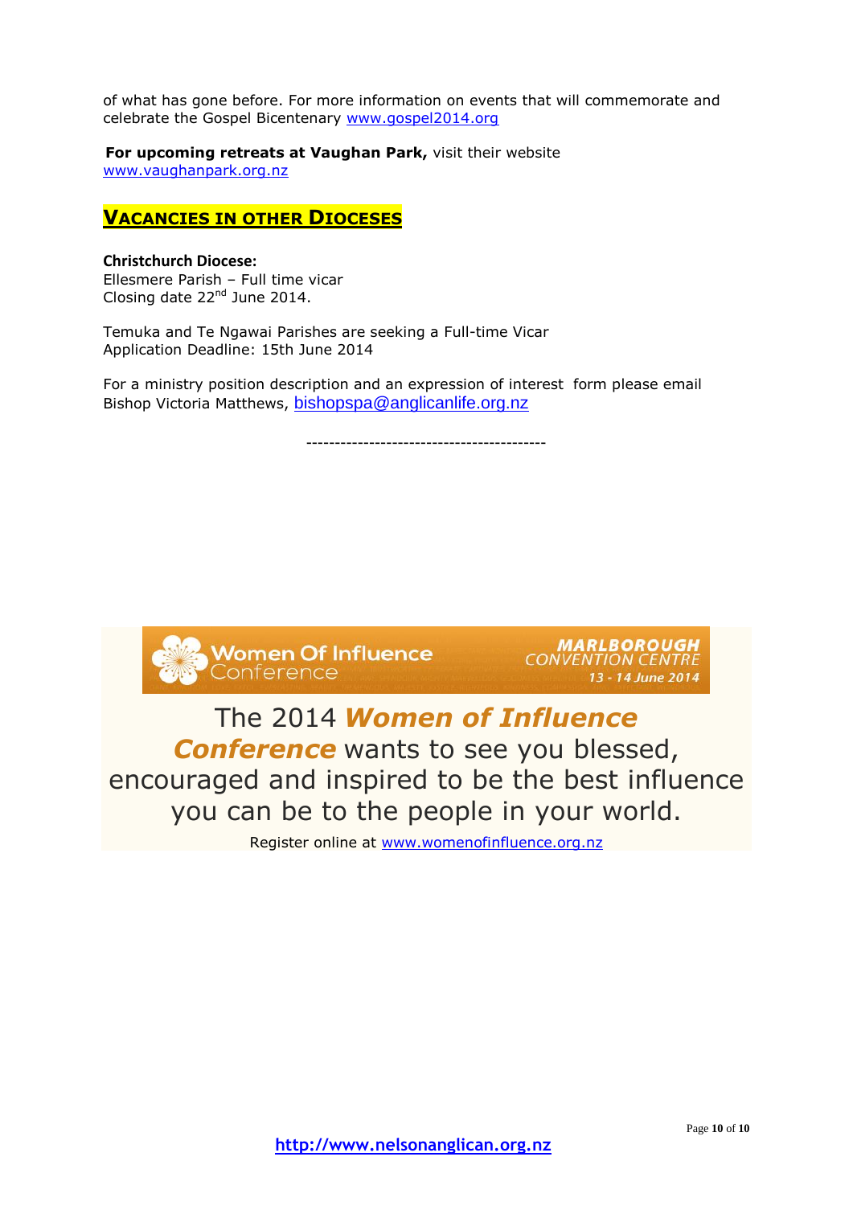of what has gone before. For more information on events that will commemorate and celebrate the Gospel Bicentenary www.gospel2014.org

**For upcoming retreats at Vaughan Park,** visit their website www.vaughanpark.org.nz

## VACANCIES IN OTHER DIOCESES

**Christchurch Diocese:**
Ellesmere Parish – Full time vicar
Closing date 22nd June 2014.

Temuka and Te Ngawai Parishes are seeking a Full-time Vicar
Application Deadline: 15th June 2014

For a ministry position description and an expression of interest form please email Bishop Victoria Matthews, bishopspa@anglicanlife.org.nz

------------------------------------------

Women Of Influence Conference

MARLBOROUGH CONVENTION CENTRE
13 - 14 June 2014

The 2014 ***Women of Influence Conference*** wants to see you blessed, encouraged and inspired to be the best influence you can be to the people in your world.

Register online at www.womenofinfluence.org.nz

http://www.nelsonanglican.org.nz